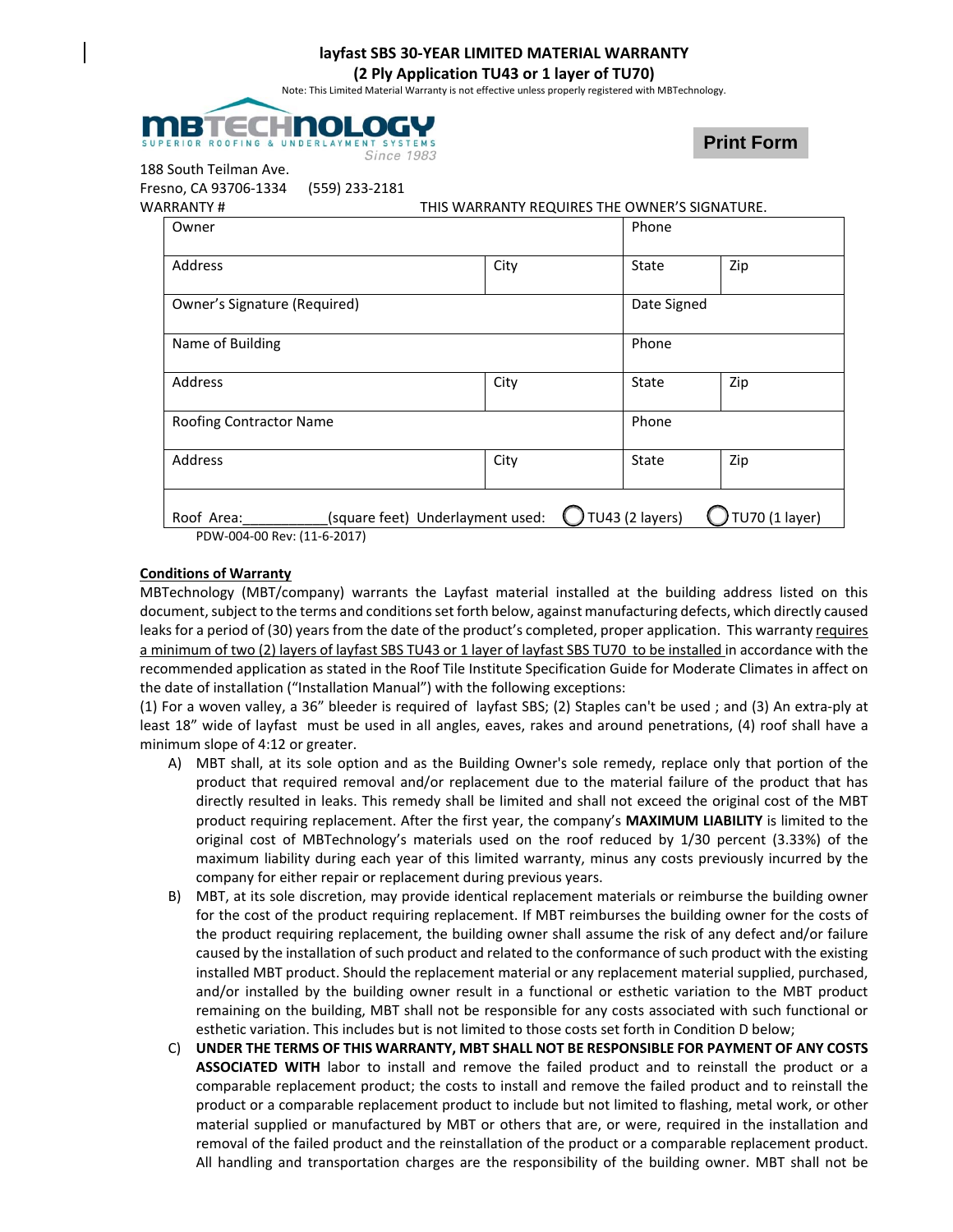# layfast SBS 30-YEAR LIMITED MATERIAL WARRANTY

## (2 Ply Application TU43 or 1 layer of TU70)

Note: This Limited Material Warranty is not effective unless properly registered with MBTechnology.

MBTECHNOLOGY
SUPERIOR ROOFING & UNDERLAYMENT SYSTEMS
Since 1983

Print Form

188 South Teilman Ave.
Fresno, CA 93706-1334 (559) 233-2181

WARRANTY # THIS WARRANTY REQUIRES THE OWNER'S SIGNATURE.

| Owner | | Phone | |
|---|---|---|---|
| Address | City | State | Zip |
| Owner's Signature (Required) | | Date Signed | |
| Name of Building | | Phone | |
| Address | City | State | Zip |
| Roofing Contractor Name | | Phone | |
| Address | City | State | Zip |
| Roof Area:___________(square feet) Underlayment used: | | ◯ TU43 (2 layers) | ◯ TU70 (1 layer) |

PDW-004-00 Rev: (11-6-2017)

**Conditions of Warranty**

MBTechnology (MBT/company) warrants the Layfast material installed at the building address listed on this document, subject to the terms and conditions set forth below, against manufacturing defects, which directly caused leaks for a period of (30) years from the date of the product's completed, proper application. This warranty requires a minimum of two (2) layers of layfast SBS TU43 or 1 layer of layfast SBS TU70 to be installed in accordance with the recommended application as stated in the Roof Tile Institute Specification Guide for Moderate Climates in affect on the date of installation ("Installation Manual") with the following exceptions:

(1) For a woven valley, a 36" bleeder is required of layfast SBS; (2) Staples can't be used ; and (3) An extra-ply at least 18" wide of layfast must be used in all angles, eaves, rakes and around penetrations, (4) roof shall have a minimum slope of 4:12 or greater.

A) MBT shall, at its sole option and as the Building Owner's sole remedy, replace only that portion of the product that required removal and/or replacement due to the material failure of the product that has directly resulted in leaks. This remedy shall be limited and shall not exceed the original cost of the MBT product requiring replacement. After the first year, the company's **MAXIMUM LIABILITY** is limited to the original cost of MBTechnology's materials used on the roof reduced by 1/30 percent (3.33%) of the maximum liability during each year of this limited warranty, minus any costs previously incurred by the company for either repair or replacement during previous years.

B) MBT, at its sole discretion, may provide identical replacement materials or reimburse the building owner for the cost of the product requiring replacement. If MBT reimburses the building owner for the costs of the product requiring replacement, the building owner shall assume the risk of any defect and/or failure caused by the installation of such product and related to the conformance of such product with the existing installed MBT product. Should the replacement material or any replacement material supplied, purchased, and/or installed by the building owner result in a functional or esthetic variation to the MBT product remaining on the building, MBT shall not be responsible for any costs associated with such functional or esthetic variation. This includes but is not limited to those costs set forth in Condition D below;

C) **UNDER THE TERMS OF THIS WARRANTY, MBT SHALL NOT BE RESPONSIBLE FOR PAYMENT OF ANY COSTS ASSOCIATED WITH** labor to install and remove the failed product and to reinstall the product or a comparable replacement product; the costs to install and remove the failed product and to reinstall the product or a comparable replacement product to include but not limited to flashing, metal work, or other material supplied or manufactured by MBT or others that are, or were, required in the installation and removal of the failed product and the reinstallation of the product or a comparable replacement product. All handling and transportation charges are the responsibility of the building owner. MBT shall not be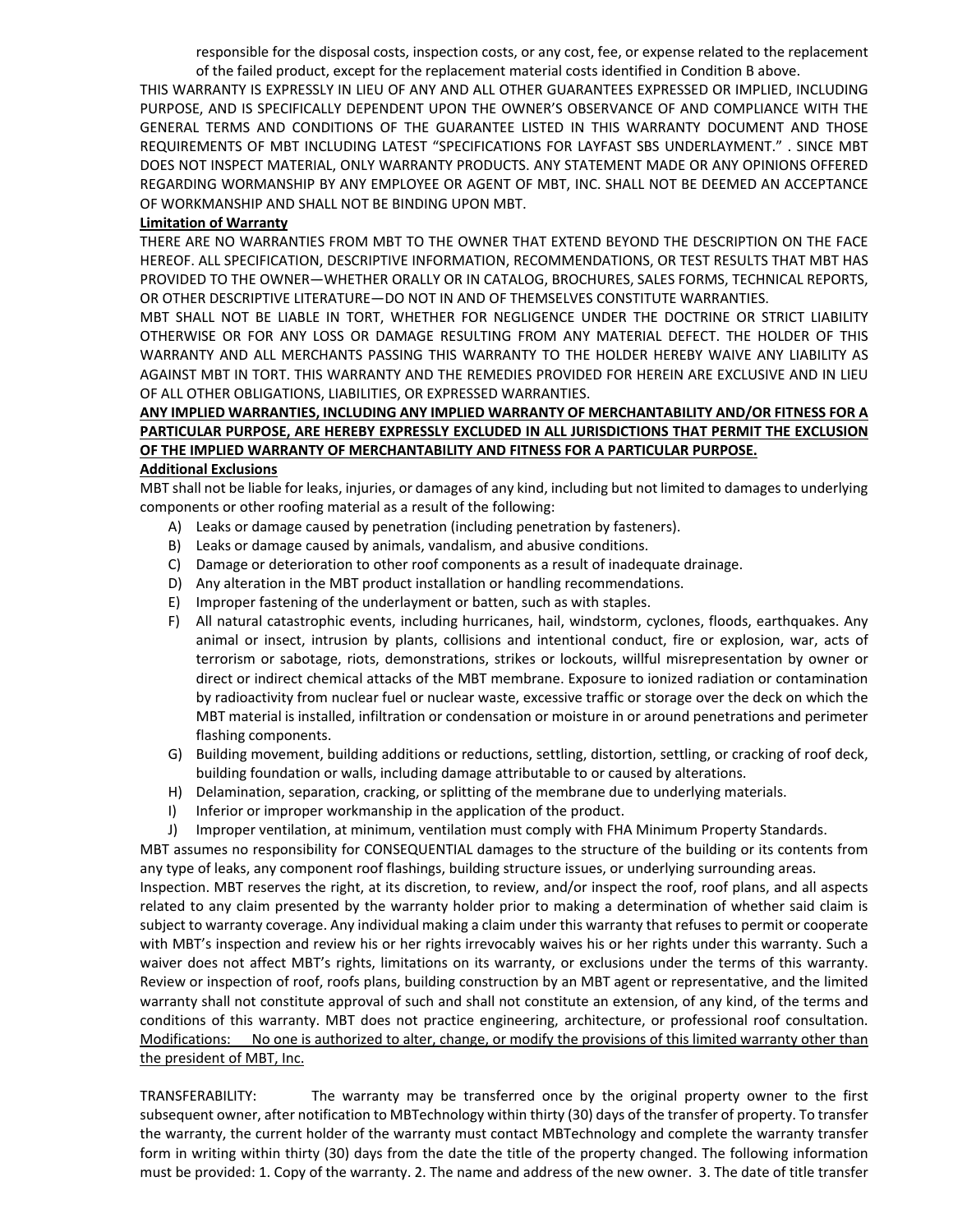responsible for the disposal costs, inspection costs, or any cost, fee, or expense related to the replacement of the failed product, except for the replacement material costs identified in Condition B above.

THIS WARRANTY IS EXPRESSLY IN LIEU OF ANY AND ALL OTHER GUARANTEES EXPRESSED OR IMPLIED, INCLUDING PURPOSE, AND IS SPECIFICALLY DEPENDENT UPON THE OWNER'S OBSERVANCE OF AND COMPLIANCE WITH THE GENERAL TERMS AND CONDITIONS OF THE GUARANTEE LISTED IN THIS WARRANTY DOCUMENT AND THOSE REQUIREMENTS OF MBT INCLUDING LATEST "SPECIFICATIONS FOR LAYFAST SBS UNDERLAYMENT." . SINCE MBT DOES NOT INSPECT MATERIAL, ONLY WARRANTY PRODUCTS. ANY STATEMENT MADE OR ANY OPINIONS OFFERED REGARDING WORMANSHIP BY ANY EMPLOYEE OR AGENT OF MBT, INC. SHALL NOT BE DEEMED AN ACCEPTANCE OF WORKMANSHIP AND SHALL NOT BE BINDING UPON MBT.

**Limitation of Warranty**

THERE ARE NO WARRANTIES FROM MBT TO THE OWNER THAT EXTEND BEYOND THE DESCRIPTION ON THE FACE HEREOF. ALL SPECIFICATION, DESCRIPTIVE INFORMATION, RECOMMENDATIONS, OR TEST RESULTS THAT MBT HAS PROVIDED TO THE OWNER—WHETHER ORALLY OR IN CATALOG, BROCHURES, SALES FORMS, TECHNICAL REPORTS, OR OTHER DESCRIPTIVE LITERATURE—DO NOT IN AND OF THEMSELVES CONSTITUTE WARRANTIES.

MBT SHALL NOT BE LIABLE IN TORT, WHETHER FOR NEGLIGENCE UNDER THE DOCTRINE OR STRICT LIABILITY OTHERWISE OR FOR ANY LOSS OR DAMAGE RESULTING FROM ANY MATERIAL DEFECT. THE HOLDER OF THIS WARRANTY AND ALL MERCHANTS PASSING THIS WARRANTY TO THE HOLDER HEREBY WAIVE ANY LIABILITY AS AGAINST MBT IN TORT. THIS WARRANTY AND THE REMEDIES PROVIDED FOR HEREIN ARE EXCLUSIVE AND IN LIEU OF ALL OTHER OBLIGATIONS, LIABILITIES, OR EXPRESSED WARRANTIES.

**ANY IMPLIED WARRANTIES, INCLUDING ANY IMPLIED WARRANTY OF MERCHANTABILITY AND/OR FITNESS FOR A PARTICULAR PURPOSE, ARE HEREBY EXPRESSLY EXCLUDED IN ALL JURISDICTIONS THAT PERMIT THE EXCLUSION OF THE IMPLIED WARRANTY OF MERCHANTABILITY AND FITNESS FOR A PARTICULAR PURPOSE.**

**Additional Exclusions**

MBT shall not be liable for leaks, injuries, or damages of any kind, including but not limited to damages to underlying components or other roofing material as a result of the following:

A) Leaks or damage caused by penetration (including penetration by fasteners).
B) Leaks or damage caused by animals, vandalism, and abusive conditions.
C) Damage or deterioration to other roof components as a result of inadequate drainage.
D) Any alteration in the MBT product installation or handling recommendations.
E) Improper fastening of the underlayment or batten, such as with staples.
F) All natural catastrophic events, including hurricanes, hail, windstorm, cyclones, floods, earthquakes. Any animal or insect, intrusion by plants, collisions and intentional conduct, fire or explosion, war, acts of terrorism or sabotage, riots, demonstrations, strikes or lockouts, willful misrepresentation by owner or direct or indirect chemical attacks of the MBT membrane. Exposure to ionized radiation or contamination by radioactivity from nuclear fuel or nuclear waste, excessive traffic or storage over the deck on which the MBT material is installed, infiltration or condensation or moisture in or around penetrations and perimeter flashing components.
G) Building movement, building additions or reductions, settling, distortion, settling, or cracking of roof deck, building foundation or walls, including damage attributable to or caused by alterations.
H) Delamination, separation, cracking, or splitting of the membrane due to underlying materials.
I) Inferior or improper workmanship in the application of the product.
J) Improper ventilation, at minimum, ventilation must comply with FHA Minimum Property Standards.

MBT assumes no responsibility for CONSEQUENTIAL damages to the structure of the building or its contents from any type of leaks, any component roof flashings, building structure issues, or underlying surrounding areas.

Inspection. MBT reserves the right, at its discretion, to review, and/or inspect the roof, roof plans, and all aspects related to any claim presented by the warranty holder prior to making a determination of whether said claim is subject to warranty coverage. Any individual making a claim under this warranty that refuses to permit or cooperate with MBT's inspection and review his or her rights irrevocably waives his or her rights under this warranty. Such a waiver does not affect MBT's rights, limitations on its warranty, or exclusions under the terms of this warranty. Review or inspection of roof, roofs plans, building construction by an MBT agent or representative, and the limited warranty shall not constitute approval of such and shall not constitute an extension, of any kind, of the terms and conditions of this warranty. MBT does not practice engineering, architecture, or professional roof consultation.

<u>Modifications: No one is authorized to alter, change, or modify the provisions of this limited warranty other than the president of MBT, Inc.</u>

TRANSFERABILITY: The warranty may be transferred once by the original property owner to the first subsequent owner, after notification to MBTechnology within thirty (30) days of the transfer of property. To transfer the warranty, the current holder of the warranty must contact MBTechnology and complete the warranty transfer form in writing within thirty (30) days from the date the title of the property changed. The following information must be provided: 1. Copy of the warranty. 2. The name and address of the new owner. 3. The date of title transfer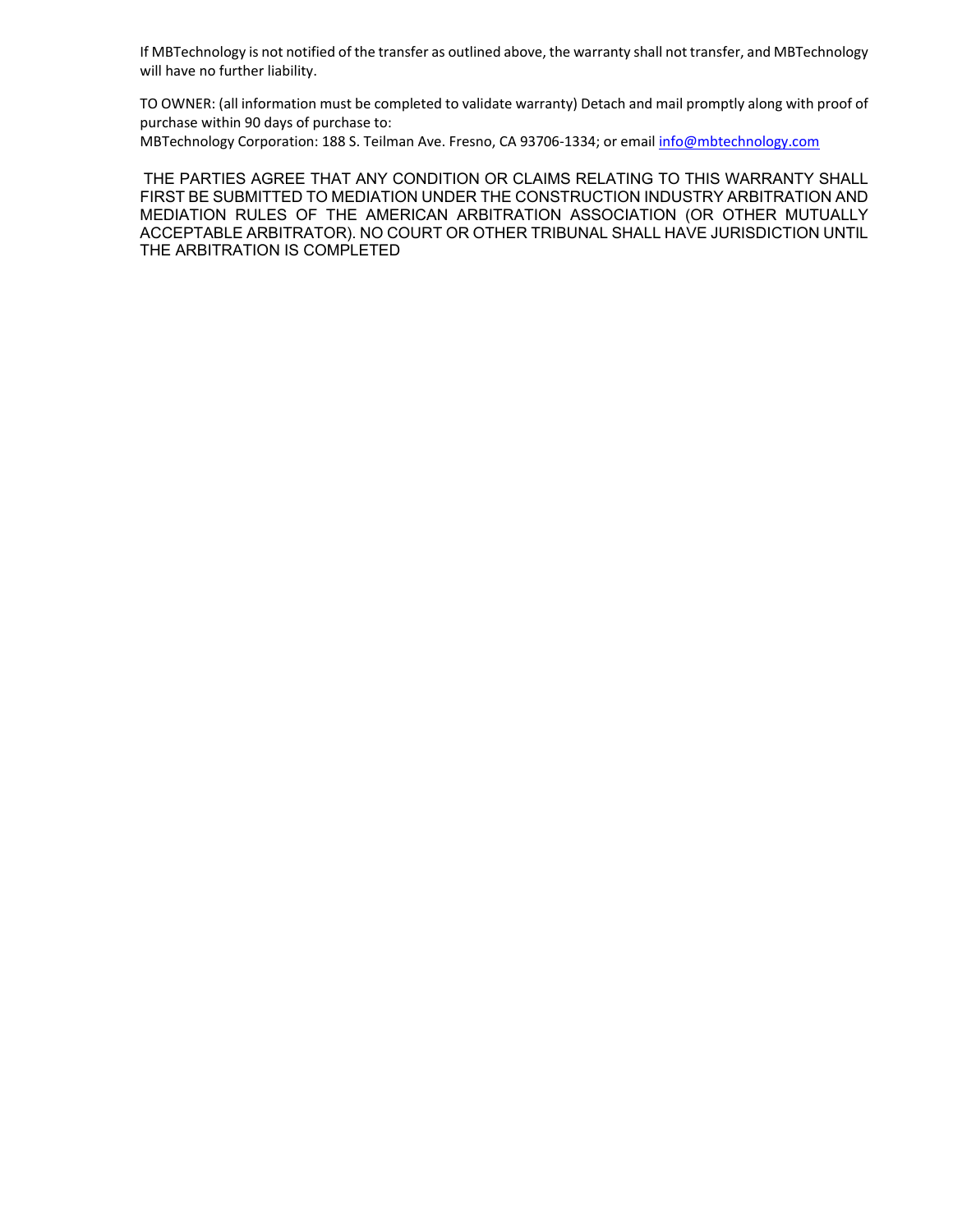If MBTechnology is not notified of the transfer as outlined above, the warranty shall not transfer, and MBTechnology will have no further liability.

TO OWNER: (all information must be completed to validate warranty) Detach and mail promptly along with proof of purchase within 90 days of purchase to:
MBTechnology Corporation: 188 S. Teilman Ave. Fresno, CA 93706-1334; or email info@mbtechnology.com

THE PARTIES AGREE THAT ANY CONDITION OR CLAIMS RELATING TO THIS WARRANTY SHALL FIRST BE SUBMITTED TO MEDIATION UNDER THE CONSTRUCTION INDUSTRY ARBITRATION AND MEDIATION RULES OF THE AMERICAN ARBITRATION ASSOCIATION (OR OTHER MUTUALLY ACCEPTABLE ARBITRATOR). NO COURT OR OTHER TRIBUNAL SHALL HAVE JURISDICTION UNTIL THE ARBITRATION IS COMPLETED